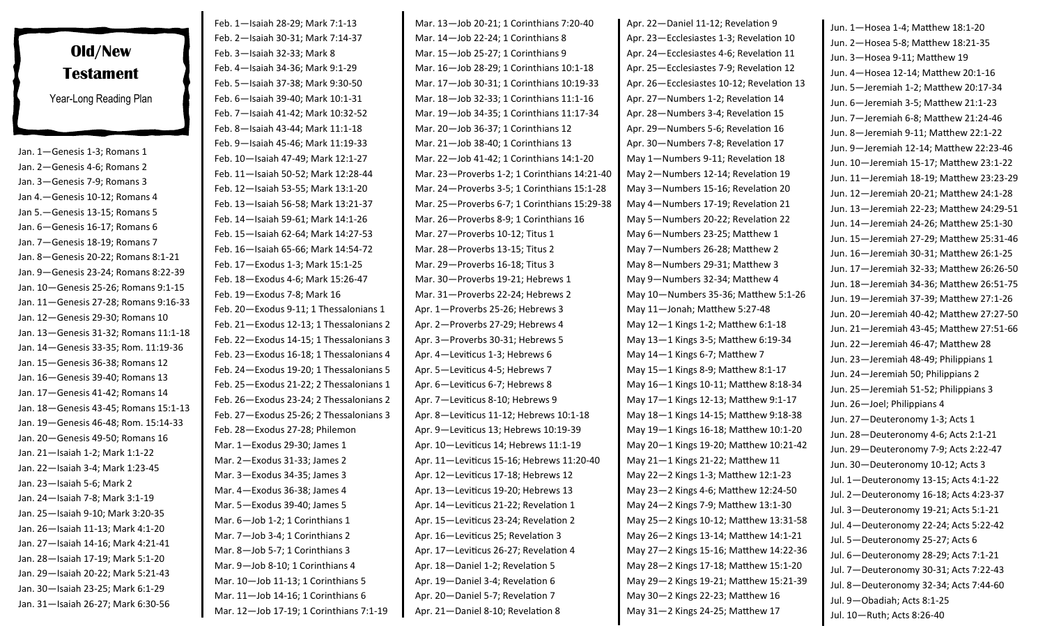# Old/New Testament

Year-Long Reading Plan

Jan. 1—Genesis 1-3; Romans 1
Jan. 2—Genesis 4-6; Romans 2
Jan. 3—Genesis 7-9; Romans 3
Jan 4.—Genesis 10-12; Romans 4
Jan 5.—Genesis 13-15; Romans 5
Jan. 6—Genesis 16-17; Romans 6
Jan. 7—Genesis 18-19; Romans 7
Jan. 8—Genesis 20-22; Romans 8:1-21
Jan. 9—Genesis 23-24; Romans 8:22-39
Jan. 10—Genesis 25-26; Romans 9:1-15
Jan. 11—Genesis 27-28; Romans 9:16-33
Jan. 12—Genesis 29-30; Romans 10
Jan. 13—Genesis 31-32; Romans 11:1-18
Jan. 14—Genesis 33-35; Rom. 11:19-36
Jan. 15—Genesis 36-38; Romans 12
Jan. 16—Genesis 39-40; Romans 13
Jan. 17—Genesis 41-42; Romans 14
Jan. 18—Genesis 43-45; Romans 15:1-13
Jan. 19—Genesis 46-48; Rom. 15:14-33
Jan. 20—Genesis 49-50; Romans 16
Jan. 21—Isaiah 1-2; Mark 1:1-22
Jan. 22—Isaiah 3-4; Mark 1:23-45
Jan. 23—Isaiah 5-6; Mark 2
Jan. 24—Isaiah 7-8; Mark 3:1-19
Jan. 25—Isaiah 9-10; Mark 3:20-35
Jan. 26—Isaiah 11-13; Mark 4:1-20
Jan. 27—Isaiah 14-16; Mark 4:21-41
Jan. 28—Isaiah 17-19; Mark 5:1-20
Jan. 29—Isaiah 20-22; Mark 5:21-43
Jan. 30—Isaiah 23-25; Mark 6:1-29
Jan. 31—Isaiah 26-27; Mark 6:30-56

Feb. 1—Isaiah 28-29; Mark 7:1-13
Feb. 2—Isaiah 30-31; Mark 7:14-37
Feb. 3—Isaiah 32-33; Mark 8
Feb. 4—Isaiah 34-36; Mark 9:1-29
Feb. 5—Isaiah 37-38; Mark 9:30-50
Feb. 6—Isaiah 39-40; Mark 10:1-31
Feb. 7—Isaiah 41-42; Mark 10:32-52
Feb. 8—Isaiah 43-44; Mark 11:1-18
Feb. 9—Isaiah 45-46; Mark 11:19-33
Feb. 10—Isaiah 47-49; Mark 12:1-27
Feb. 11—Isaiah 50-52; Mark 12:28-44
Feb. 12—Isaiah 53-55; Mark 13:1-20
Feb. 13—Isaiah 56-58; Mark 13:21-37
Feb. 14—Isaiah 59-61; Mark 14:1-26
Feb. 15—Isaiah 62-64; Mark 14:27-53
Feb. 16—Isaiah 65-66; Mark 14:54-72
Feb. 17—Exodus 1-3; Mark 15:1-25
Feb. 18—Exodus 4-6; Mark 15:26-47
Feb. 19—Exodus 7-8; Mark 16
Feb. 20—Exodus 9-11; 1 Thessalonians 1
Feb. 21—Exodus 12-13; 1 Thessalonians 2
Feb. 22—Exodus 14-15; 1 Thessalonians 3
Feb. 23—Exodus 16-18; 1 Thessalonians 4
Feb. 24—Exodus 19-20; 1 Thessalonians 5
Feb. 25—Exodus 21-22; 2 Thessalonians 1
Feb. 26—Exodus 23-24; 2 Thessalonians 2
Feb. 27—Exodus 25-26; 2 Thessalonians 3
Feb. 28—Exodus 27-28; Philemon
Mar. 1—Exodus 29-30; James 1
Mar. 2—Exodus 31-33; James 2
Mar. 3—Exodus 34-35; James 3
Mar. 4—Exodus 36-38; James 4
Mar. 5—Exodus 39-40; James 5
Mar. 6—Job 1-2; 1 Corinthians 1
Mar. 7—Job 3-4; 1 Corinthians 2
Mar. 8—Job 5-7; 1 Corinthians 3
Mar. 9—Job 8-10; 1 Corinthians 4
Mar. 10—Job 11-13; 1 Corinthians 5
Mar. 11—Job 14-16; 1 Corinthians 6
Mar. 12—Job 17-19; 1 Corinthians 7:1-19

Mar. 13—Job 20-21; 1 Corinthians 7:20-40
Mar. 14—Job 22-24; 1 Corinthians 8
Mar. 15—Job 25-27; 1 Corinthians 9
Mar. 16—Job 28-29; 1 Corinthians 10:1-18
Mar. 17—Job 30-31; 1 Corinthians 10:19-33
Mar. 18—Job 32-33; 1 Corinthians 11:1-16
Mar. 19—Job 34-35; 1 Corinthians 11:17-34
Mar. 20—Job 36-37; 1 Corinthians 12
Mar. 21—Job 38-40; 1 Corinthians 13
Mar. 22—Job 41-42; 1 Corinthians 14:1-20
Mar. 23—Proverbs 1-2; 1 Corinthians 14:21-40
Mar. 24—Proverbs 3-5; 1 Corinthians 15:1-28
Mar. 25—Proverbs 6-7; 1 Corinthians 15:29-38
Mar. 26—Proverbs 8-9; 1 Corinthians 16
Mar. 27—Proverbs 10-12; Titus 1
Mar. 28—Proverbs 13-15; Titus 2
Mar. 29—Proverbs 16-18; Titus 3
Mar. 30—Proverbs 19-21; Hebrews 1
Mar. 31—Proverbs 22-24; Hebrews 2
Apr. 1—Proverbs 25-26; Hebrews 3
Apr. 2—Proverbs 27-29; Hebrews 4
Apr. 3—Proverbs 30-31; Hebrews 5
Apr. 4—Leviticus 1-3; Hebrews 6
Apr. 5—Leviticus 4-5; Hebrews 7
Apr. 6—Leviticus 6-7; Hebrews 8
Apr. 7—Leviticus 8-10; Hebrews 9
Apr. 8—Leviticus 11-12; Hebrews 10:1-18
Apr. 9—Leviticus 13; Hebrews 10:19-39
Apr. 10—Leviticus 14; Hebrews 11:1-19
Apr. 11—Leviticus 15-16; Hebrews 11:20-40
Apr. 12—Leviticus 17-18; Hebrews 12
Apr. 13—Leviticus 19-20; Hebrews 13
Apr. 14—Leviticus 21-22; Revelation 1
Apr. 15—Leviticus 23-24; Revelation 2
Apr. 16—Leviticus 25; Revelation 3
Apr. 17—Leviticus 26-27; Revelation 4
Apr. 18—Daniel 1-2; Revelation 5
Apr. 19—Daniel 3-4; Revelation 6
Apr. 20—Daniel 5-7; Revelation 7
Apr. 21—Daniel 8-10; Revelation 8

Apr. 22—Daniel 11-12; Revelation 9
Apr. 23—Ecclesiastes 1-3; Revelation 10
Apr. 24—Ecclesiastes 4-6; Revelation 11
Apr. 25—Ecclesiastes 7-9; Revelation 12
Apr. 26—Ecclesiastes 10-12; Revelation 13
Apr. 27—Numbers 1-2; Revelation 14
Apr. 28—Numbers 3-4; Revelation 15
Apr. 29—Numbers 5-6; Revelation 16
Apr. 30—Numbers 7-8; Revelation 17
May 1—Numbers 9-11; Revelation 18
May 2—Numbers 12-14; Revelation 19
May 3—Numbers 15-16; Revelation 20
May 4—Numbers 17-19; Revelation 21
May 5—Numbers 20-22; Revelation 22
May 6—Numbers 23-25; Matthew 1
May 7—Numbers 26-28; Matthew 2
May 8—Numbers 29-31; Matthew 3
May 9—Numbers 32-34; Matthew 4
May 10—Numbers 35-36; Matthew 5:1-26
May 11—Jonah; Matthew 5:27-48
May 12—1 Kings 1-2; Matthew 6:1-18
May 13—1 Kings 3-5; Matthew 6:19-34
May 14—1 Kings 6-7; Matthew 7
May 15—1 Kings 8-9; Matthew 8:1-17
May 16—1 Kings 10-11; Matthew 8:18-34
May 17—1 Kings 12-13; Matthew 9:1-17
May 18—1 Kings 14-15; Matthew 9:18-38
May 19—1 Kings 16-18; Matthew 10:1-20
May 20—1 Kings 19-20; Matthew 10:21-42
May 21—1 Kings 21-22; Matthew 11
May 22—2 Kings 1-3; Matthew 12:1-23
May 23—2 Kings 4-6; Matthew 12:24-50
May 24—2 Kings 7-9; Matthew 13:1-30
May 25—2 Kings 10-12; Matthew 13:31-58
May 26—2 Kings 13-14; Matthew 14:1-21
May 27—2 Kings 15-16; Matthew 14:22-36
May 28—2 Kings 17-18; Matthew 15:1-20
May 29—2 Kings 19-21; Matthew 15:21-39
May 30—2 Kings 22-23; Matthew 16
May 31—2 Kings 24-25; Matthew 17

Jun. 1—Hosea 1-4; Matthew 18:1-20
Jun. 2—Hosea 5-8; Matthew 18:21-35
Jun. 3—Hosea 9-11; Matthew 19
Jun. 4—Hosea 12-14; Matthew 20:1-16
Jun. 5—Jeremiah 1-2; Matthew 20:17-34
Jun. 6—Jeremiah 3-5; Matthew 21:1-23
Jun. 7—Jeremiah 6-8; Matthew 21:24-46
Jun. 8—Jeremiah 9-11; Matthew 22:1-22
Jun. 9—Jeremiah 12-14; Matthew 22:23-46
Jun. 10—Jeremiah 15-17; Matthew 23:1-22
Jun. 11—Jeremiah 18-19; Matthew 23:23-29
Jun. 12—Jeremiah 20-21; Matthew 24:1-28
Jun. 13—Jeremiah 22-23; Matthew 24:29-51
Jun. 14—Jeremiah 24-26; Matthew 25:1-30
Jun. 15—Jeremiah 27-29; Matthew 25:31-46
Jun. 16—Jeremiah 30-31; Matthew 26:1-25
Jun. 17—Jeremiah 32-33; Matthew 26:26-50
Jun. 18—Jeremiah 34-36; Matthew 26:51-75
Jun. 19—Jeremiah 37-39; Matthew 27:1-26
Jun. 20—Jeremiah 40-42; Matthew 27:27-50
Jun. 21—Jeremiah 43-45; Matthew 27:51-66
Jun. 22—Jeremiah 46-47; Matthew 28
Jun. 23—Jeremiah 48-49; Philippians 1
Jun. 24—Jeremiah 50; Philippians 2
Jun. 25—Jeremiah 51-52; Philippians 3
Jun. 26—Joel; Philippians 4
Jun. 27—Deuteronomy 1-3; Acts 1
Jun. 28—Deuteronomy 4-6; Acts 2:1-21
Jun. 29—Deuteronomy 7-9; Acts 2:22-47
Jun. 30—Deuteronomy 10-12; Acts 3
Jul. 1—Deuteronomy 13-15; Acts 4:1-22
Jul. 2—Deuteronomy 16-18; Acts 4:23-37
Jul. 3—Deuteronomy 19-21; Acts 5:1-21
Jul. 4—Deuteronomy 22-24; Acts 5:22-42
Jul. 5—Deuteronomy 25-27; Acts 6
Jul. 6—Deuteronomy 28-29; Acts 7:1-21
Jul. 7—Deuteronomy 30-31; Acts 7:22-43
Jul. 8—Deuteronomy 32-34; Acts 7:44-60
Jul. 9—Obadiah; Acts 8:1-25
Jul. 10—Ruth; Acts 8:26-40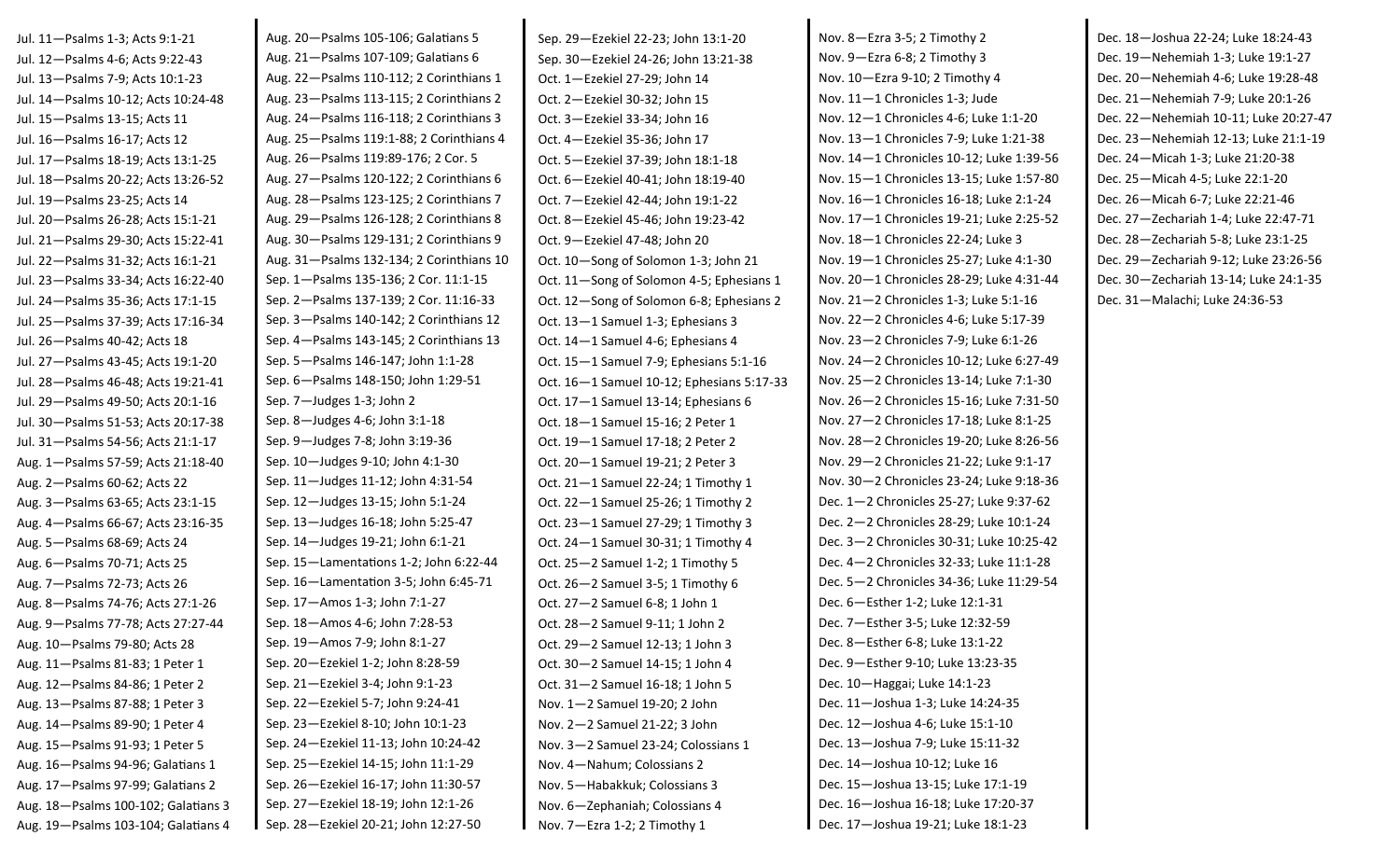Jul. 11—Psalms 1-3; Acts 9:1-21
Jul. 12—Psalms 4-6; Acts 9:22-43
Jul. 13—Psalms 7-9; Acts 10:1-23
Jul. 14—Psalms 10-12; Acts 10:24-48
Jul. 15—Psalms 13-15; Acts 11
Jul. 16—Psalms 16-17; Acts 12
Jul. 17—Psalms 18-19; Acts 13:1-25
Jul. 18—Psalms 20-22; Acts 13:26-52
Jul. 19—Psalms 23-25; Acts 14
Jul. 20—Psalms 26-28; Acts 15:1-21
Jul. 21—Psalms 29-30; Acts 15:22-41
Jul. 22—Psalms 31-32; Acts 16:1-21
Jul. 23—Psalms 33-34; Acts 16:22-40
Jul. 24—Psalms 35-36; Acts 17:1-15
Jul. 25—Psalms 37-39; Acts 17:16-34
Jul. 26—Psalms 40-42; Acts 18
Jul. 27—Psalms 43-45; Acts 19:1-20
Jul. 28—Psalms 46-48; Acts 19:21-41
Jul. 29—Psalms 49-50; Acts 20:1-16
Jul. 30—Psalms 51-53; Acts 20:17-38
Jul. 31—Psalms 54-56; Acts 21:1-17
Aug. 1—Psalms 57-59; Acts 21:18-40
Aug. 2—Psalms 60-62; Acts 22
Aug. 3—Psalms 63-65; Acts 23:1-15
Aug. 4—Psalms 66-67; Acts 23:16-35
Aug. 5—Psalms 68-69; Acts 24
Aug. 6—Psalms 70-71; Acts 25
Aug. 7—Psalms 72-73; Acts 26
Aug. 8—Psalms 74-76; Acts 27:1-26
Aug. 9—Psalms 77-78; Acts 27:27-44
Aug. 10—Psalms 79-80; Acts 28
Aug. 11—Psalms 81-83; 1 Peter 1
Aug. 12—Psalms 84-86; 1 Peter 2
Aug. 13—Psalms 87-88; 1 Peter 3
Aug. 14—Psalms 89-90; 1 Peter 4
Aug. 15—Psalms 91-93; 1 Peter 5
Aug. 16—Psalms 94-96; Galatians 1
Aug. 17—Psalms 97-99; Galatians 2
Aug. 18—Psalms 100-102; Galatians 3
Aug. 19—Psalms 103-104; Galatians 4
Aug. 20—Psalms 105-106; Galatians 5
Aug. 21—Psalms 107-109; Galatians 6
Aug. 22—Psalms 110-112; 2 Corinthians 1
Aug. 23—Psalms 113-115; 2 Corinthians 2
Aug. 24—Psalms 116-118; 2 Corinthians 3
Aug. 25—Psalms 119:1-88; 2 Corinthians 4
Aug. 26—Psalms 119:89-176; 2 Cor. 5
Aug. 27—Psalms 120-122; 2 Corinthians 6
Aug. 28—Psalms 123-125; 2 Corinthians 7
Aug. 29—Psalms 126-128; 2 Corinthians 8
Aug. 30—Psalms 129-131; 2 Corinthians 9
Aug. 31—Psalms 132-134; 2 Corinthians 10
Sep. 1—Psalms 135-136; 2 Cor. 11:1-15
Sep. 2—Psalms 137-139; 2 Cor. 11:16-33
Sep. 3—Psalms 140-142; 2 Corinthians 12
Sep. 4—Psalms 143-145; 2 Corinthians 13
Sep. 5—Psalms 146-147; John 1:1-28
Sep. 6—Psalms 148-150; John 1:29-51
Sep. 7—Judges 1-3; John 2
Sep. 8—Judges 4-6; John 3:1-18
Sep. 9—Judges 7-8; John 3:19-36
Sep. 10—Judges 9-10; John 4:1-30
Sep. 11—Judges 11-12; John 4:31-54
Sep. 12—Judges 13-15; John 5:1-24
Sep. 13—Judges 16-18; John 5:25-47
Sep. 14—Judges 19-21; John 6:1-21
Sep. 15—Lamentations 1-2; John 6:22-44
Sep. 16—Lamentation 3-5; John 6:45-71
Sep. 17—Amos 1-3; John 7:1-27
Sep. 18—Amos 4-6; John 7:28-53
Sep. 19—Amos 7-9; John 8:1-27
Sep. 20—Ezekiel 1-2; John 8:28-59
Sep. 21—Ezekiel 3-4; John 9:1-23
Sep. 22—Ezekiel 5-7; John 9:24-41
Sep. 23—Ezekiel 8-10; John 10:1-23
Sep. 24—Ezekiel 11-13; John 10:24-42
Sep. 25—Ezekiel 14-15; John 11:1-29
Sep. 26—Ezekiel 16-17; John 11:30-57
Sep. 27—Ezekiel 18-19; John 12:1-26
Sep. 28—Ezekiel 20-21; John 12:27-50
Sep. 29—Ezekiel 22-23; John 13:1-20
Sep. 30—Ezekiel 24-26; John 13:21-38
Oct. 1—Ezekiel 27-29; John 14
Oct. 2—Ezekiel 30-32; John 15
Oct. 3—Ezekiel 33-34; John 16
Oct. 4—Ezekiel 35-36; John 17
Oct. 5—Ezekiel 37-39; John 18:1-18
Oct. 6—Ezekiel 40-41; John 18:19-40
Oct. 7—Ezekiel 42-44; John 19:1-22
Oct. 8—Ezekiel 45-46; John 19:23-42
Oct. 9—Ezekiel 47-48; John 20
Oct. 10—Song of Solomon 1-3; John 21
Oct. 11—Song of Solomon 4-5; Ephesians 1
Oct. 12—Song of Solomon 6-8; Ephesians 2
Oct. 13—1 Samuel 1-3; Ephesians 3
Oct. 14—1 Samuel 4-6; Ephesians 4
Oct. 15—1 Samuel 7-9; Ephesians 5:1-16
Oct. 16—1 Samuel 10-12; Ephesians 5:17-33
Oct. 17—1 Samuel 13-14; Ephesians 6
Oct. 18—1 Samuel 15-16; 2 Peter 1
Oct. 19—1 Samuel 17-18; 2 Peter 2
Oct. 20—1 Samuel 19-21; 2 Peter 3
Oct. 21—1 Samuel 22-24; 1 Timothy 1
Oct. 22—1 Samuel 25-26; 1 Timothy 2
Oct. 23—1 Samuel 27-29; 1 Timothy 3
Oct. 24—1 Samuel 30-31; 1 Timothy 4
Oct. 25—2 Samuel 1-2; 1 Timothy 5
Oct. 26—2 Samuel 3-5; 1 Timothy 6
Oct. 27—2 Samuel 6-8; 1 John 1
Oct. 28—2 Samuel 9-11; 1 John 2
Oct. 29—2 Samuel 12-13; 1 John 3
Oct. 30—2 Samuel 14-15; 1 John 4
Oct. 31—2 Samuel 16-18; 1 John 5
Nov. 1—2 Samuel 19-20; 2 John
Nov. 2—2 Samuel 21-22; 3 John
Nov. 3—2 Samuel 23-24; Colossians 1
Nov. 4—Nahum; Colossians 2
Nov. 5—Habakkuk; Colossians 3
Nov. 6—Zephaniah; Colossians 4
Nov. 7—Ezra 1-2; 2 Timothy 1
Nov. 8—Ezra 3-5; 2 Timothy 2
Nov. 9—Ezra 6-8; 2 Timothy 3
Nov. 10—Ezra 9-10; 2 Timothy 4
Nov. 11—1 Chronicles 1-3; Jude
Nov. 12—1 Chronicles 4-6; Luke 1:1-20
Nov. 13—1 Chronicles 7-9; Luke 1:21-38
Nov. 14—1 Chronicles 10-12; Luke 1:39-56
Nov. 15—1 Chronicles 13-15; Luke 1:57-80
Nov. 16—1 Chronicles 16-18; Luke 2:1-24
Nov. 17—1 Chronicles 19-21; Luke 2:25-52
Nov. 18—1 Chronicles 22-24; Luke 3
Nov. 19—1 Chronicles 25-27; Luke 4:1-30
Nov. 20—1 Chronicles 28-29; Luke 4:31-44
Nov. 21—2 Chronicles 1-3; Luke 5:1-16
Nov. 22—2 Chronicles 4-6; Luke 5:17-39
Nov. 23—2 Chronicles 7-9; Luke 6:1-26
Nov. 24—2 Chronicles 10-12; Luke 6:27-49
Nov. 25—2 Chronicles 13-14; Luke 7:1-30
Nov. 26—2 Chronicles 15-16; Luke 7:31-50
Nov. 27—2 Chronicles 17-18; Luke 8:1-25
Nov. 28—2 Chronicles 19-20; Luke 8:26-56
Nov. 29—2 Chronicles 21-22; Luke 9:1-17
Nov. 30—2 Chronicles 23-24; Luke 9:18-36
Dec. 1—2 Chronicles 25-27; Luke 9:37-62
Dec. 2—2 Chronicles 28-29; Luke 10:1-24
Dec. 3—2 Chronicles 30-31; Luke 10:25-42
Dec. 4—2 Chronicles 32-33; Luke 11:1-28
Dec. 5—2 Chronicles 34-36; Luke 11:29-54
Dec. 6—Esther 1-2; Luke 12:1-31
Dec. 7—Esther 3-5; Luke 12:32-59
Dec. 8—Esther 6-8; Luke 13:1-22
Dec. 9—Esther 9-10; Luke 13:23-35
Dec. 10—Haggai; Luke 14:1-23
Dec. 11—Joshua 1-3; Luke 14:24-35
Dec. 12—Joshua 4-6; Luke 15:1-10
Dec. 13—Joshua 7-9; Luke 15:11-32
Dec. 14—Joshua 10-12; Luke 16
Dec. 15—Joshua 13-15; Luke 17:1-19
Dec. 16—Joshua 16-18; Luke 17:20-37
Dec. 17—Joshua 19-21; Luke 18:1-23
Dec. 18—Joshua 22-24; Luke 18:24-43
Dec. 19—Nehemiah 1-3; Luke 19:1-27
Dec. 20—Nehemiah 4-6; Luke 19:28-48
Dec. 21—Nehemiah 7-9; Luke 20:1-26
Dec. 22—Nehemiah 10-11; Luke 20:27-47
Dec. 23—Nehemiah 12-13; Luke 21:1-19
Dec. 24—Micah 1-3; Luke 21:20-38
Dec. 25—Micah 4-5; Luke 22:1-20
Dec. 26—Micah 6-7; Luke 22:21-46
Dec. 27—Zechariah 1-4; Luke 22:47-71
Dec. 28—Zechariah 5-8; Luke 23:1-25
Dec. 29—Zechariah 9-12; Luke 23:26-56
Dec. 30—Zechariah 13-14; Luke 24:1-35
Dec. 31—Malachi; Luke 24:36-53